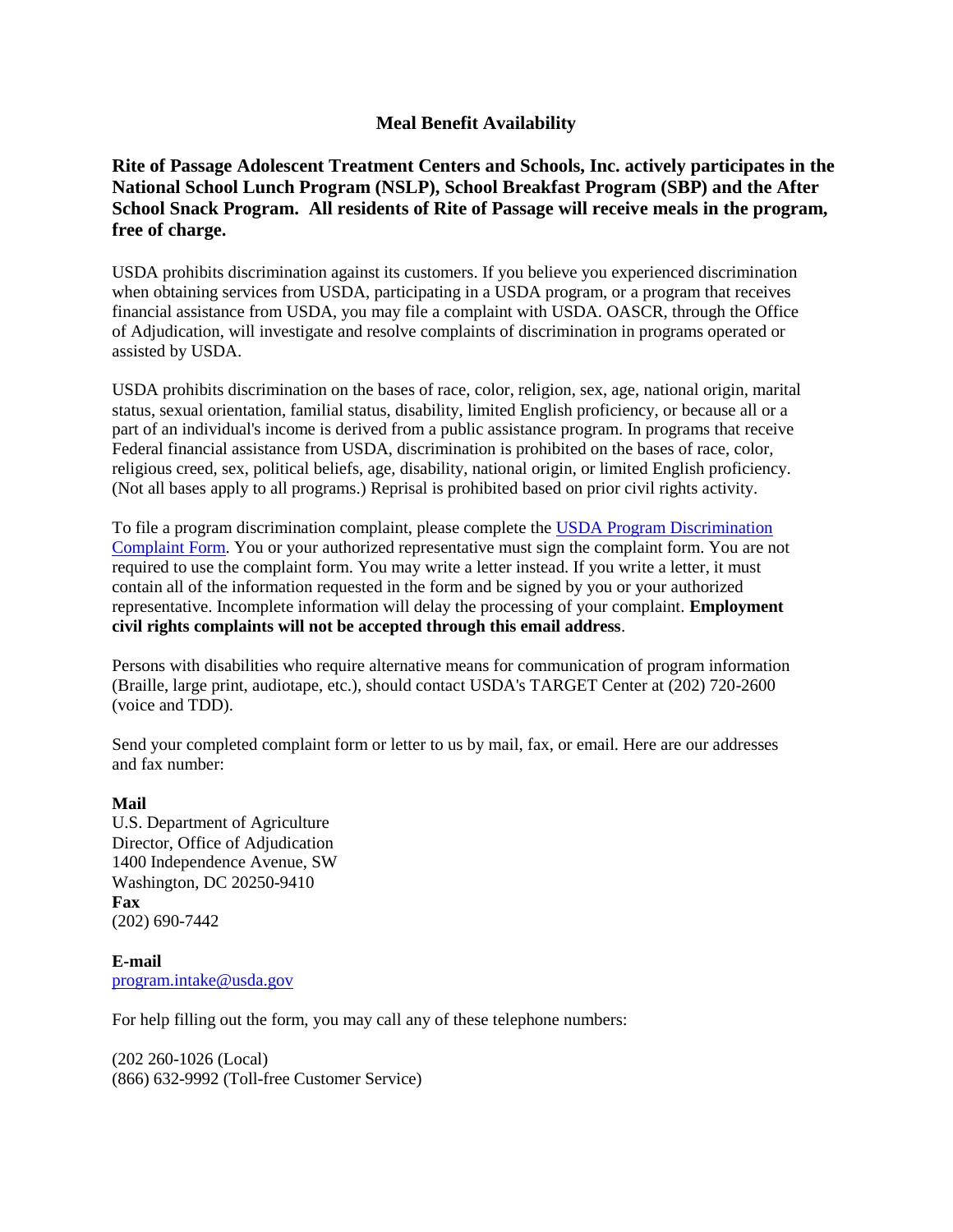# Meal Benefit Availability

**Rite of Passage Adolescent Treatment Centers and Schools, Inc. actively participates in the National School Lunch Program (NSLP), School Breakfast Program (SBP) and the After School Snack Program. All residents of Rite of Passage will receive meals in the program, free of charge.**

USDA prohibits discrimination against its customers. If you believe you experienced discrimination when obtaining services from USDA, participating in a USDA program, or a program that receives financial assistance from USDA, you may file a complaint with USDA. OASCR, through the Office of Adjudication, will investigate and resolve complaints of discrimination in programs operated or assisted by USDA.

USDA prohibits discrimination on the bases of race, color, religion, sex, age, national origin, marital status, sexual orientation, familial status, disability, limited English proficiency, or because all or a part of an individual's income is derived from a public assistance program. In programs that receive Federal financial assistance from USDA, discrimination is prohibited on the bases of race, color, religious creed, sex, political beliefs, age, disability, national origin, or limited English proficiency. (Not all bases apply to all programs.) Reprisal is prohibited based on prior civil rights activity.

To file a program discrimination complaint, please complete the USDA Program Discrimination Complaint Form. You or your authorized representative must sign the complaint form. You are not required to use the complaint form. You may write a letter instead. If you write a letter, it must contain all of the information requested in the form and be signed by you or your authorized representative. Incomplete information will delay the processing of your complaint. **Employment civil rights complaints will not be accepted through this email address**.

Persons with disabilities who require alternative means for communication of program information (Braille, large print, audiotape, etc.), should contact USDA's TARGET Center at (202) 720-2600 (voice and TDD).

Send your completed complaint form or letter to us by mail, fax, or email. Here are our addresses and fax number:

**Mail**
U.S. Department of Agriculture
Director, Office of Adjudication
1400 Independence Avenue, SW
Washington, DC 20250-9410
**Fax**
(202) 690-7442

**E-mail**
program.intake@usda.gov

For help filling out the form, you may call any of these telephone numbers:

(202 260-1026 (Local)
(866) 632-9992 (Toll-free Customer Service)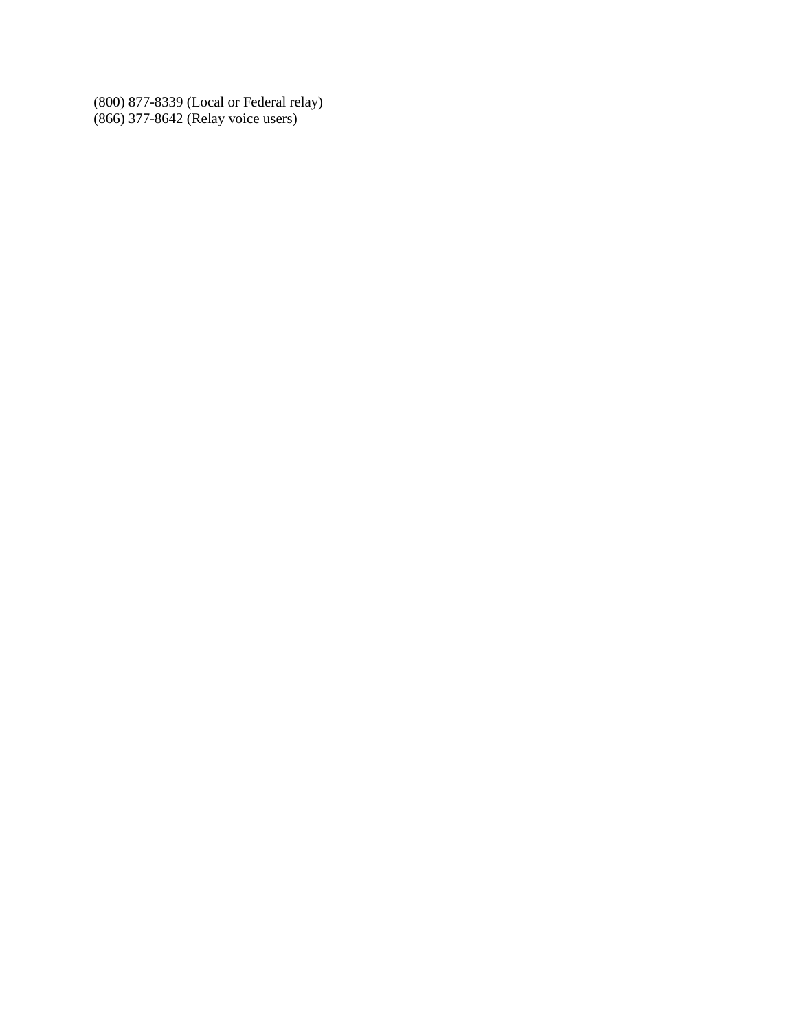(800) 877-8339 (Local or Federal relay)
(866) 377-8642 (Relay voice users)